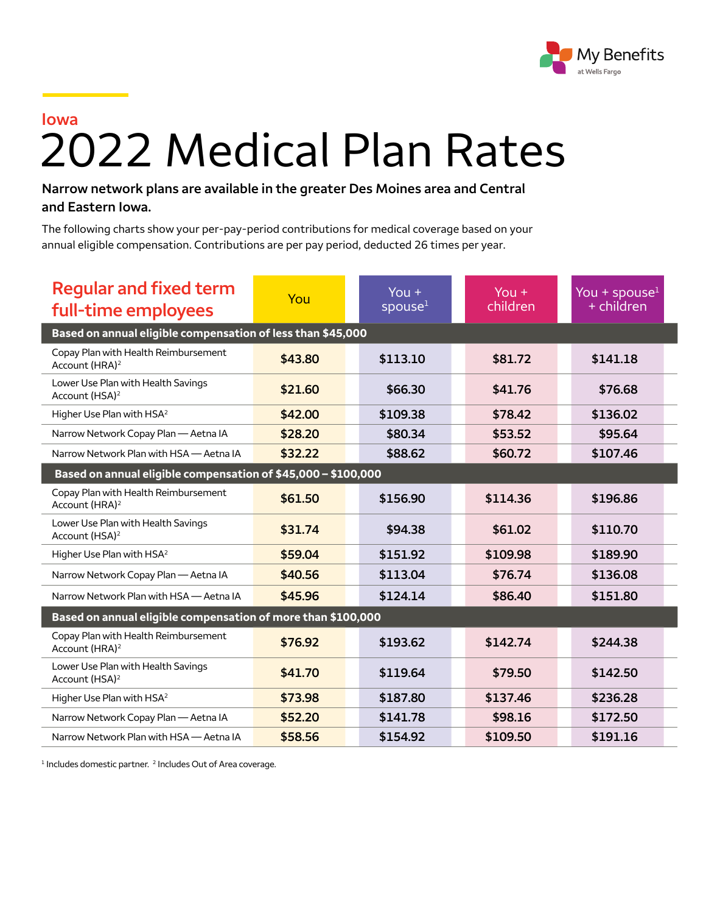My Benefits at Wells Fargo

Iowa

# 2022 Medical Plan Rates

**Narrow network plans are available in the greater Des Moines area and Central and Eastern Iowa.**

The following charts show your per-pay-period contributions for medical coverage based on your annual eligible compensation. Contributions are per pay period, deducted 26 times per year.

| Regular and fixed term full-time employees | You | You + spouse[1] | You + children | You + spouse[1] + children |
|---|---|---|---|---|
| **Based on annual eligible compensation of less than $45,000** | | | | |
| Copay Plan with Health Reimbursement Account (HRA)[2] | $43.80 | $113.10 | $81.72 | $141.18 |
| Lower Use Plan with Health Savings Account (HSA)[2] | $21.60 | $66.30 | $41.76 | $76.68 |
| Higher Use Plan with HSA[2] | $42.00 | $109.38 | $78.42 | $136.02 |
| Narrow Network Copay Plan — Aetna IA | $28.20 | $80.34 | $53.52 | $95.64 |
| Narrow Network Plan with HSA — Aetna IA | $32.22 | $88.62 | $60.72 | $107.46 |
| **Based on annual eligible compensation of $45,000 – $100,000** | | | | |
| Copay Plan with Health Reimbursement Account (HRA)[2] | $61.50 | $156.90 | $114.36 | $196.86 |
| Lower Use Plan with Health Savings Account (HSA)[2] | $31.74 | $94.38 | $61.02 | $110.70 |
| Higher Use Plan with HSA[2] | $59.04 | $151.92 | $109.98 | $189.90 |
| Narrow Network Copay Plan — Aetna IA | $40.56 | $113.04 | $76.74 | $136.08 |
| Narrow Network Plan with HSA — Aetna IA | $45.96 | $124.14 | $86.40 | $151.80 |
| **Based on annual eligible compensation of more than $100,000** | | | | |
| Copay Plan with Health Reimbursement Account (HRA)[2] | $76.92 | $193.62 | $142.74 | $244.38 |
| Lower Use Plan with Health Savings Account (HSA)[2] | $41.70 | $119.64 | $79.50 | $142.50 |
| Higher Use Plan with HSA[2] | $73.98 | $187.80 | $137.46 | $236.28 |
| Narrow Network Copay Plan — Aetna IA | $52.20 | $141.78 | $98.16 | $172.50 |
| Narrow Network Plan with HSA — Aetna IA | $58.56 | $154.92 | $109.50 | $191.16 |

[1] Includes domestic partner. [2] Includes Out of Area coverage.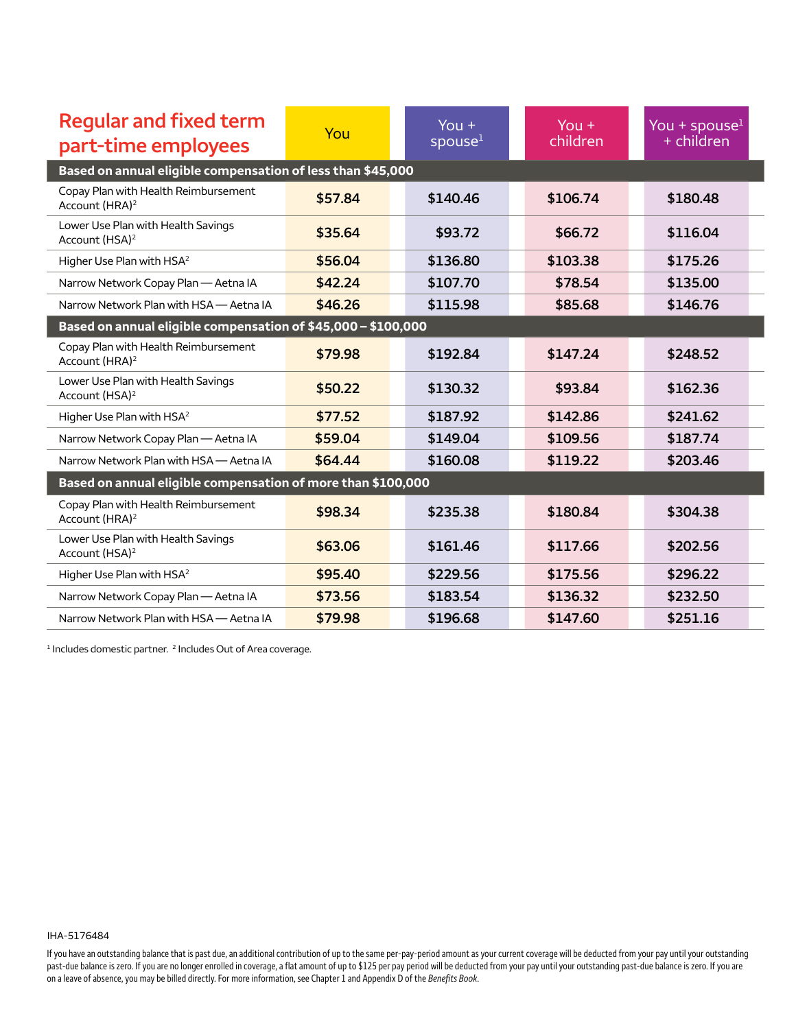| Regular and fixed term part-time employees | You | You + spouse[1] | You + children | You + spouse[1] + children |
|---|---|---|---|---|
| **Based on annual eligible compensation of less than $45,000** | | | | |
| Copay Plan with Health Reimbursement Account (HRA)[2] | $57.84 | $140.46 | $106.74 | $180.48 |
| Lower Use Plan with Health Savings Account (HSA)[2] | $35.64 | $93.72 | $66.72 | $116.04 |
| Higher Use Plan with HSA[2] | $56.04 | $136.80 | $103.38 | $175.26 |
| Narrow Network Copay Plan — Aetna IA | $42.24 | $107.70 | $78.54 | $135.00 |
| Narrow Network Plan with HSA — Aetna IA | $46.26 | $115.98 | $85.68 | $146.76 |
| **Based on annual eligible compensation of $45,000 – $100,000** | | | | |
| Copay Plan with Health Reimbursement Account (HRA)[2] | $79.98 | $192.84 | $147.24 | $248.52 |
| Lower Use Plan with Health Savings Account (HSA)[2] | $50.22 | $130.32 | $93.84 | $162.36 |
| Higher Use Plan with HSA[2] | $77.52 | $187.92 | $142.86 | $241.62 |
| Narrow Network Copay Plan — Aetna IA | $59.04 | $149.04 | $109.56 | $187.74 |
| Narrow Network Plan with HSA — Aetna IA | $64.44 | $160.08 | $119.22 | $203.46 |
| **Based on annual eligible compensation of more than $100,000** | | | | |
| Copay Plan with Health Reimbursement Account (HRA)[2] | $98.34 | $235.38 | $180.84 | $304.38 |
| Lower Use Plan with Health Savings Account (HSA)[2] | $63.06 | $161.46 | $117.66 | $202.56 |
| Higher Use Plan with HSA[2] | $95.40 | $229.56 | $175.56 | $296.22 |
| Narrow Network Copay Plan — Aetna IA | $73.56 | $183.54 | $136.32 | $232.50 |
| Narrow Network Plan with HSA — Aetna IA | $79.98 | $196.68 | $147.60 | $251.16 |

[1] Includes domestic partner. [2] Includes Out of Area coverage.

IHA-5176484

If you have an outstanding balance that is past due, an additional contribution of up to the same per-pay-period amount as your current coverage will be deducted from your pay until your outstanding past-due balance is zero. If you are no longer enrolled in coverage, a flat amount of up to $125 per pay period will be deducted from your pay until your outstanding past-due balance is zero. If you are on a leave of absence, you may be billed directly. For more information, see Chapter 1 and Appendix D of the *Benefits Book*.